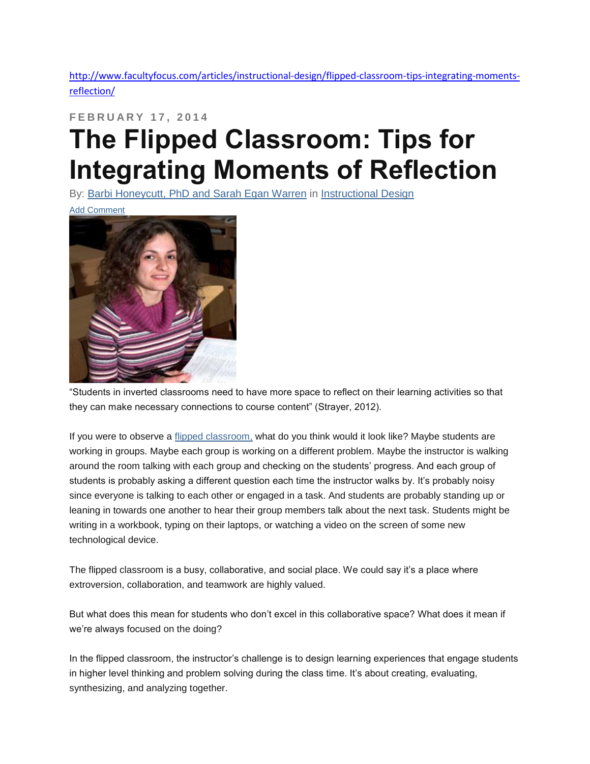http://www.facultyfocus.com/articles/instructional-design/flipped-classroom-tips-integrating-moments-reflection/

FEBRUARY 17, 2014

# The Flipped Classroom: Tips for Integrating Moments of Reflection

By: Barbi Honeycutt, PhD and Sarah Egan Warren in Instructional Design

Add Comment

“Students in inverted classrooms need to have more space to reflect on their learning activities so that they can make necessary connections to course content” (Strayer, 2012).

If you were to observe a flipped classroom, what do you think would it look like? Maybe students are working in groups. Maybe each group is working on a different problem. Maybe the instructor is walking around the room talking with each group and checking on the students’ progress. And each group of students is probably asking a different question each time the instructor walks by. It’s probably noisy since everyone is talking to each other or engaged in a task. And students are probably standing up or leaning in towards one another to hear their group members talk about the next task. Students might be writing in a workbook, typing on their laptops, or watching a video on the screen of some new technological device.

The flipped classroom is a busy, collaborative, and social place. We could say it’s a place where extroversion, collaboration, and teamwork are highly valued.

But what does this mean for students who don’t excel in this collaborative space? What does it mean if we’re always focused on the doing?

In the flipped classroom, the instructor’s challenge is to design learning experiences that engage students in higher level thinking and problem solving during the class time. It’s about creating, evaluating, synthesizing, and analyzing together.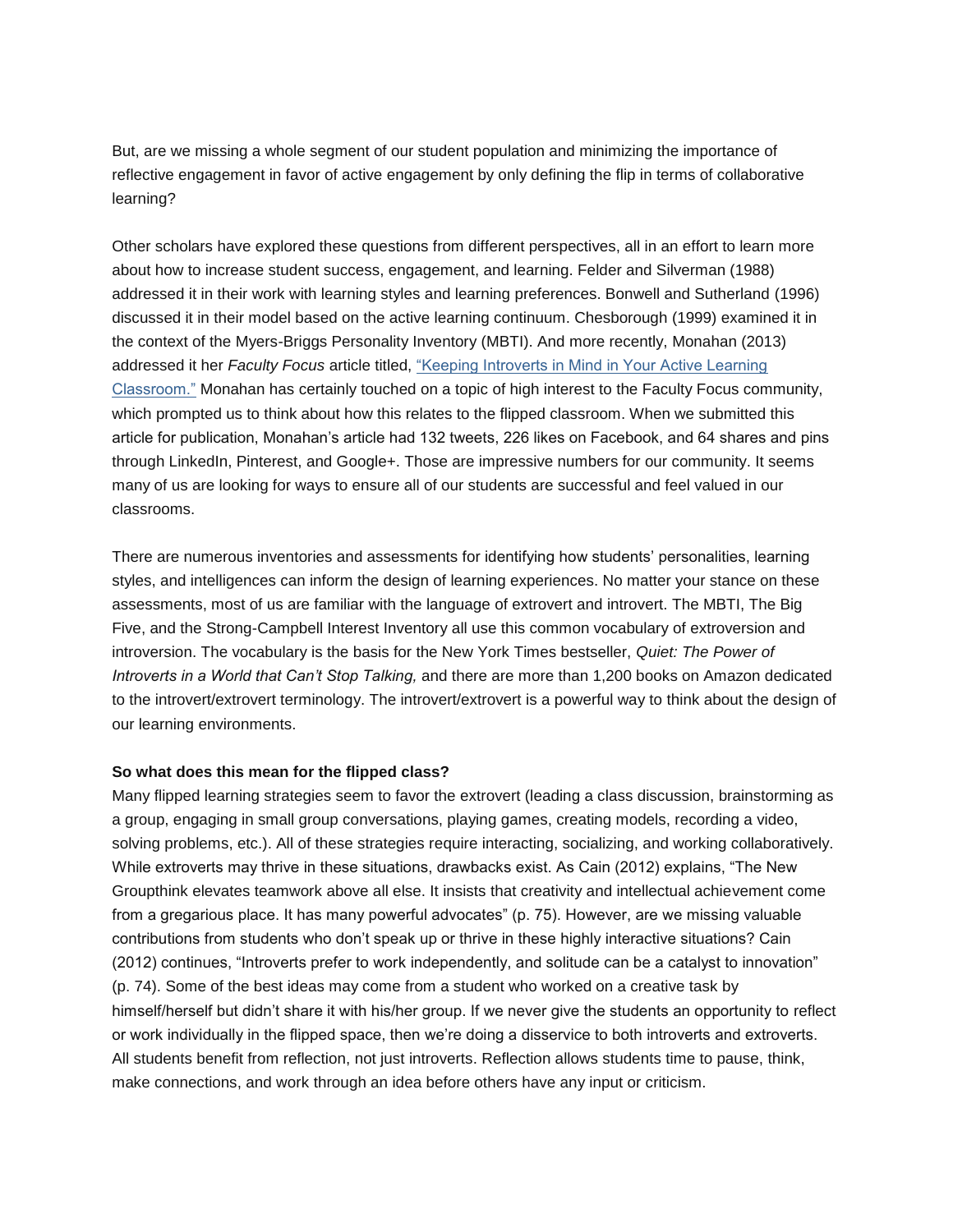But, are we missing a whole segment of our student population and minimizing the importance of reflective engagement in favor of active engagement by only defining the flip in terms of collaborative learning?

Other scholars have explored these questions from different perspectives, all in an effort to learn more about how to increase student success, engagement, and learning. Felder and Silverman (1988) addressed it in their work with learning styles and learning preferences. Bonwell and Sutherland (1996) discussed it in their model based on the active learning continuum. Chesborough (1999) examined it in the context of the Myers-Briggs Personality Inventory (MBTI). And more recently, Monahan (2013) addressed it her *Faculty Focus* article titled, "Keeping Introverts in Mind in Your Active Learning Classroom." Monahan has certainly touched on a topic of high interest to the Faculty Focus community, which prompted us to think about how this relates to the flipped classroom. When we submitted this article for publication, Monahan's article had 132 tweets, 226 likes on Facebook, and 64 shares and pins through LinkedIn, Pinterest, and Google+. Those are impressive numbers for our community. It seems many of us are looking for ways to ensure all of our students are successful and feel valued in our classrooms.

There are numerous inventories and assessments for identifying how students' personalities, learning styles, and intelligences can inform the design of learning experiences. No matter your stance on these assessments, most of us are familiar with the language of extrovert and introvert. The MBTI, The Big Five, and the Strong-Campbell Interest Inventory all use this common vocabulary of extroversion and introversion. The vocabulary is the basis for the New York Times bestseller, *Quiet: The Power of Introverts in a World that Can't Stop Talking,* and there are more than 1,200 books on Amazon dedicated to the introvert/extrovert terminology. The introvert/extrovert is a powerful way to think about the design of our learning environments.

**So what does this mean for the flipped class?**

Many flipped learning strategies seem to favor the extrovert (leading a class discussion, brainstorming as a group, engaging in small group conversations, playing games, creating models, recording a video, solving problems, etc.). All of these strategies require interacting, socializing, and working collaboratively. While extroverts may thrive in these situations, drawbacks exist. As Cain (2012) explains, "The New Groupthink elevates teamwork above all else. It insists that creativity and intellectual achievement come from a gregarious place. It has many powerful advocates" (p. 75). However, are we missing valuable contributions from students who don't speak up or thrive in these highly interactive situations? Cain (2012) continues, "Introverts prefer to work independently, and solitude can be a catalyst to innovation" (p. 74). Some of the best ideas may come from a student who worked on a creative task by himself/herself but didn't share it with his/her group. If we never give the students an opportunity to reflect or work individually in the flipped space, then we're doing a disservice to both introverts and extroverts. All students benefit from reflection, not just introverts. Reflection allows students time to pause, think, make connections, and work through an idea before others have any input or criticism.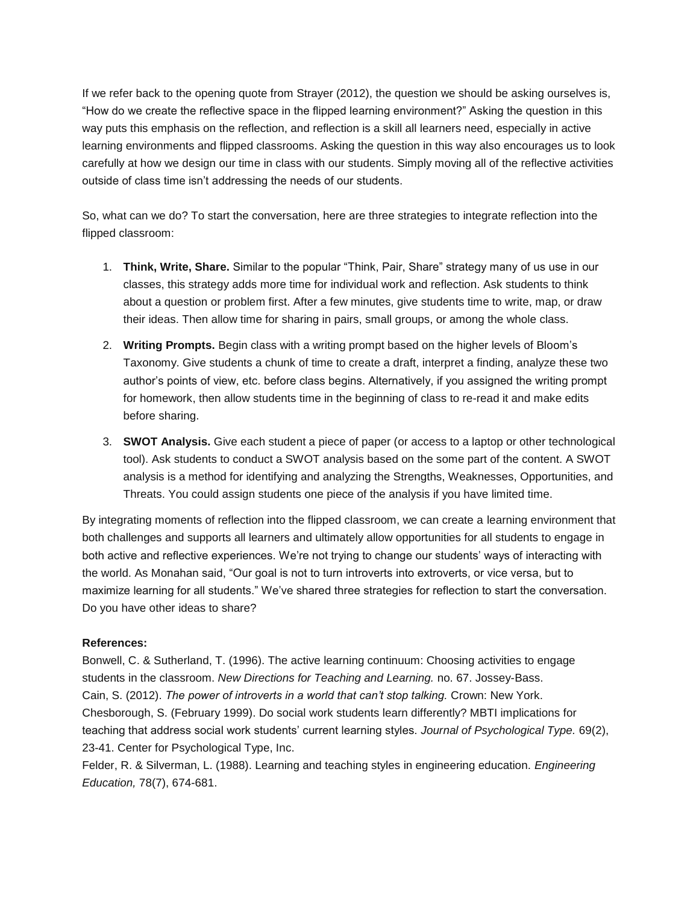If we refer back to the opening quote from Strayer (2012), the question we should be asking ourselves is, "How do we create the reflective space in the flipped learning environment?" Asking the question in this way puts this emphasis on the reflection, and reflection is a skill all learners need, especially in active learning environments and flipped classrooms. Asking the question in this way also encourages us to look carefully at how we design our time in class with our students. Simply moving all of the reflective activities outside of class time isn't addressing the needs of our students.

So, what can we do? To start the conversation, here are three strategies to integrate reflection into the flipped classroom:

1. **Think, Write, Share.** Similar to the popular "Think, Pair, Share" strategy many of us use in our classes, this strategy adds more time for individual work and reflection. Ask students to think about a question or problem first. After a few minutes, give students time to write, map, or draw their ideas. Then allow time for sharing in pairs, small groups, or among the whole class.
2. **Writing Prompts.** Begin class with a writing prompt based on the higher levels of Bloom's Taxonomy. Give students a chunk of time to create a draft, interpret a finding, analyze these two author's points of view, etc. before class begins. Alternatively, if you assigned the writing prompt for homework, then allow students time in the beginning of class to re-read it and make edits before sharing.
3. **SWOT Analysis.** Give each student a piece of paper (or access to a laptop or other technological tool). Ask students to conduct a SWOT analysis based on the some part of the content. A SWOT analysis is a method for identifying and analyzing the Strengths, Weaknesses, Opportunities, and Threats. You could assign students one piece of the analysis if you have limited time.

By integrating moments of reflection into the flipped classroom, we can create a learning environment that both challenges and supports all learners and ultimately allow opportunities for all students to engage in both active and reflective experiences. We're not trying to change our students' ways of interacting with the world. As Monahan said, "Our goal is not to turn introverts into extroverts, or vice versa, but to maximize learning for all students." We've shared three strategies for reflection to start the conversation. Do you have other ideas to share?

**References:**

Bonwell, C. & Sutherland, T. (1996). The active learning continuum: Choosing activities to engage students in the classroom. *New Directions for Teaching and Learning.* no. 67. Jossey-Bass.

Cain, S. (2012). *The power of introverts in a world that can't stop talking.* Crown: New York.

Chesborough, S. (February 1999). Do social work students learn differently? MBTI implications for teaching that address social work students' current learning styles. *Journal of Psychological Type.* 69(2), 23-41. Center for Psychological Type, Inc.

Felder, R. & Silverman, L. (1988). Learning and teaching styles in engineering education. *Engineering Education,* 78(7), 674-681.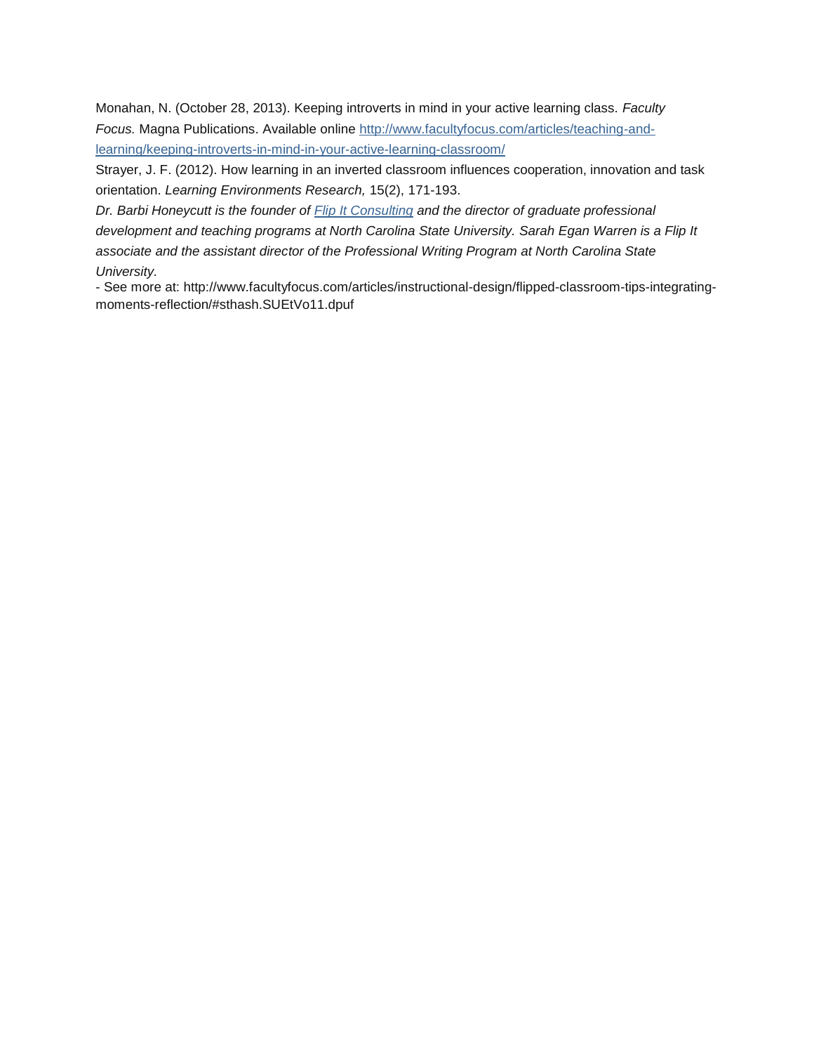Monahan, N. (October 28, 2013). Keeping introverts in mind in your active learning class. *Faculty Focus.* Magna Publications. Available online [http://www.facultyfocus.com/articles/teaching-and-learning/keeping-introverts-in-mind-in-your-active-learning-classroom/](http://www.facultyfocus.com/articles/teaching-and-learning/keeping-introverts-in-mind-in-your-active-learning-classroom/)

Strayer, J. F. (2012). How learning in an inverted classroom influences cooperation, innovation and task orientation. *Learning Environments Research,* 15(2), 171-193.

*Dr. Barbi Honeycutt is the founder of [Flip It Consulting] and the director of graduate professional development and teaching programs at North Carolina State University. Sarah Egan Warren is a Flip It associate and the assistant director of the Professional Writing Program at North Carolina State University.*

- See more at: http://www.facultyfocus.com/articles/instructional-design/flipped-classroom-tips-integrating-moments-reflection/#sthash.SUEtVo11.dpuf